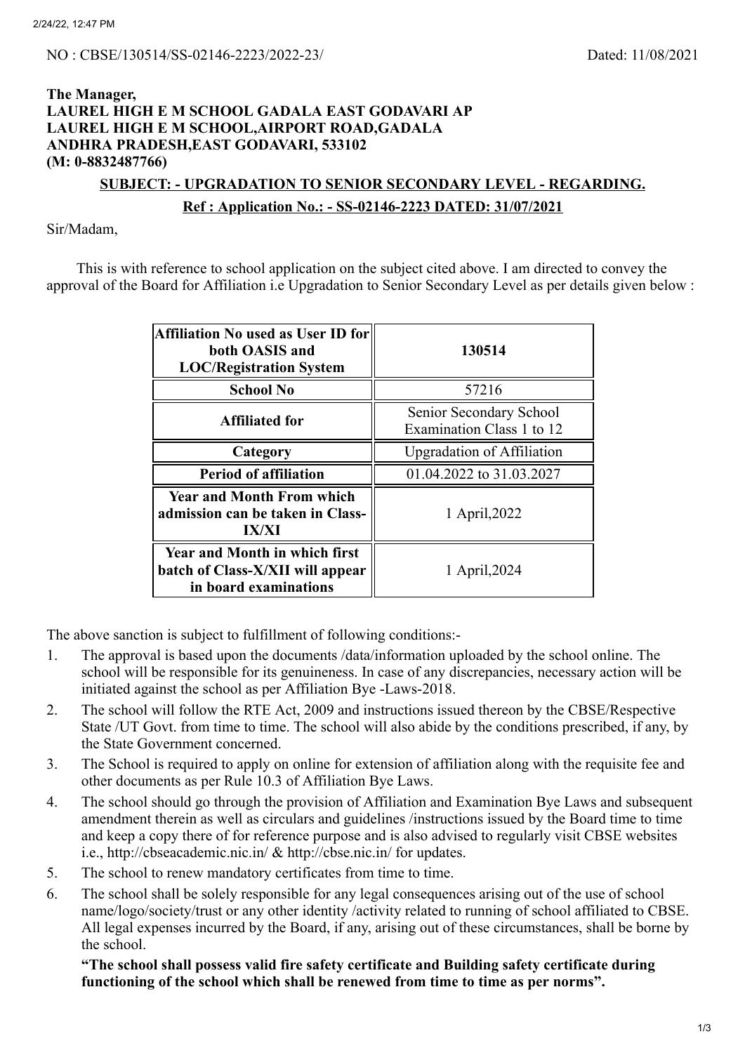NO : CBSE/130514/SS-02146-2223/2022-23/ Dated: 11/08/2021

**The Manager,**
**LAUREL HIGH E M SCHOOL GADALA EAST GODAVARI AP**
**LAUREL HIGH E M SCHOOL,AIRPORT ROAD,GADALA**
**ANDHRA PRADESH,EAST GODAVARI, 533102**
**(M: 0-8832487766)**

**SUBJECT: - UPGRADATION TO SENIOR SECONDARY LEVEL - REGARDING.**

**Ref : Application No.: - SS-02146-2223 DATED: 31/07/2021**

Sir/Madam,

This is with reference to school application on the subject cited above. I am directed to convey the approval of the Board for Affiliation i.e Upgradation to Senior Secondary Level as per details given below :

| **Affiliation No used as User ID for both OASIS and LOC/Registration System** | **130514** |
|---|---|
| **School No** | 57216 |
| **Affiliated for** | Senior Secondary School Examination Class 1 to 12 |
| **Category** | Upgradation of Affiliation |
| **Period of affiliation** | 01.04.2022 to 31.03.2027 |
| **Year and Month From which admission can be taken in Class-IX/XI** | 1 April,2022 |
| **Year and Month in which first batch of Class-X/XII will appear in board examinations** | 1 April,2024 |

The above sanction is subject to fulfillment of following conditions:-

1. The approval is based upon the documents /data/information uploaded by the school online. The school will be responsible for its genuineness. In case of any discrepancies, necessary action will be initiated against the school as per Affiliation Bye -Laws-2018.
2. The school will follow the RTE Act, 2009 and instructions issued thereon by the CBSE/Respective State /UT Govt. from time to time. The school will also abide by the conditions prescribed, if any, by the State Government concerned.
3. The School is required to apply on online for extension of affiliation along with the requisite fee and other documents as per Rule 10.3 of Affiliation Bye Laws.
4. The school should go through the provision of Affiliation and Examination Bye Laws and subsequent amendment therein as well as circulars and guidelines /instructions issued by the Board time to time and keep a copy there of for reference purpose and is also advised to regularly visit CBSE websites i.e., http://cbseacademic.nic.in/ & http://cbse.nic.in/ for updates.
5. The school to renew mandatory certificates from time to time.
6. The school shall be solely responsible for any legal consequences arising out of the use of school name/logo/society/trust or any other identity /activity related to running of school affiliated to CBSE. All legal expenses incurred by the Board, if any, arising out of these circumstances, shall be borne by the school.

   **"The school shall possess valid fire safety certificate and Building safety certificate during functioning of the school which shall be renewed from time to time as per norms".**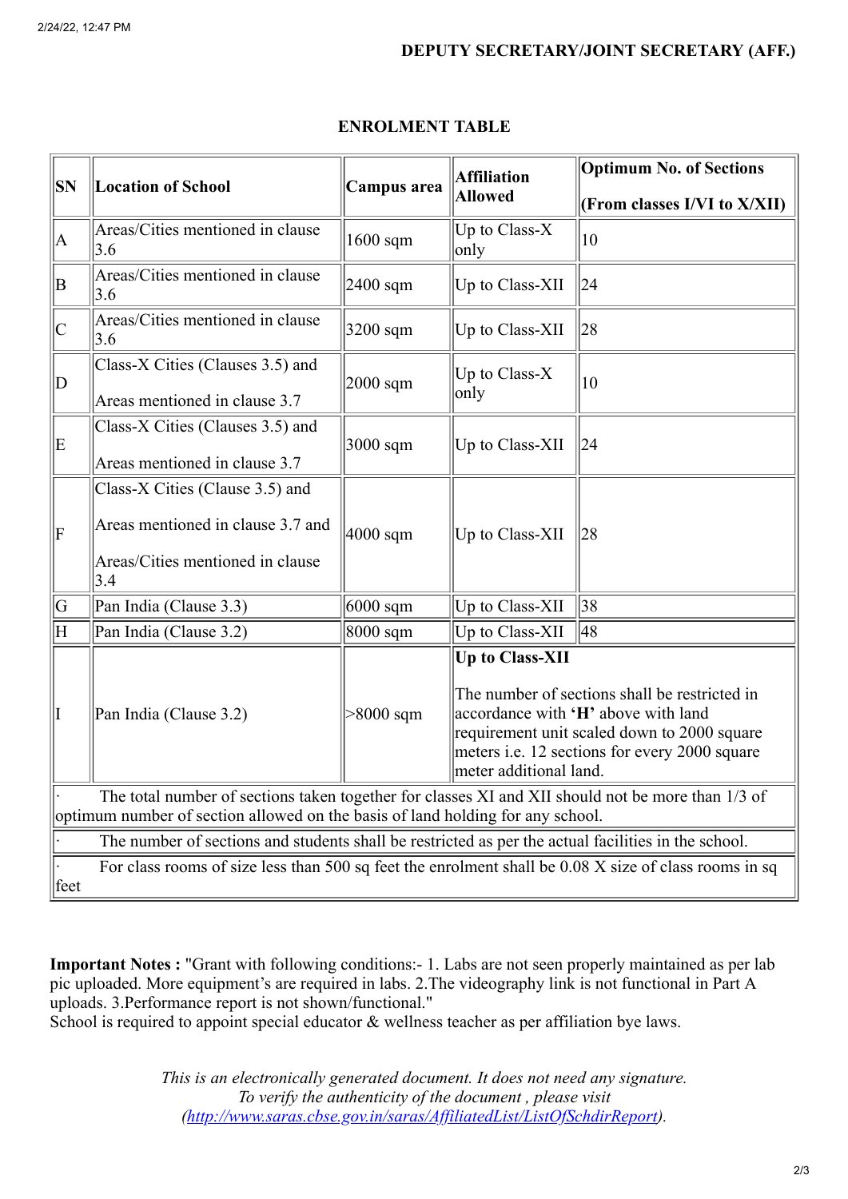**DEPUTY SECRETARY/JOINT SECRETARY (AFF.)**

**ENROLMENT TABLE**

| SN | Location of School | Campus area | Affiliation Allowed | Optimum No. of Sections (From classes I/VI to X/XII) |
|---|---|---|---|---|
| A | Areas/Cities mentioned in clause 3.6 | 1600 sqm | Up to Class-X only | 10 |
| B | Areas/Cities mentioned in clause 3.6 | 2400 sqm | Up to Class-XII | 24 |
| C | Areas/Cities mentioned in clause 3.6 | 3200 sqm | Up to Class-XII | 28 |
| D | Class-X Cities (Clauses 3.5) and Areas mentioned in clause 3.7 | 2000 sqm | Up to Class-X only | 10 |
| E | Class-X Cities (Clauses 3.5) and Areas mentioned in clause 3.7 | 3000 sqm | Up to Class-XII | 24 |
| F | Class-X Cities (Clause 3.5) and Areas mentioned in clause 3.7 and Areas/Cities mentioned in clause 3.4 | 4000 sqm | Up to Class-XII | 28 |
| G | Pan India (Clause 3.3) | 6000 sqm | Up to Class-XII | 38 |
| H | Pan India (Clause 3.2) | 8000 sqm | Up to Class-XII | 48 |
| I | Pan India (Clause 3.2) | >8000 sqm | **Up to Class-XII** The number of sections shall be restricted in accordance with **'H'** above with land requirement unit scaled down to 2000 square meters i.e. 12 sections for every 2000 square meter additional land. | |

- The total number of sections taken together for classes XI and XII should not be more than 1/3 of optimum number of section allowed on the basis of land holding for any school.
- The number of sections and students shall be restricted as per the actual facilities in the school.
- For class rooms of size less than 500 sq feet the enrolment shall be 0.08 X size of class rooms in sq feet

**Important Notes :** "Grant with following conditions:- 1. Labs are not seen properly maintained as per lab pic uploaded. More equipment's are required in labs. 2.The videography link is not functional in Part A uploads. 3.Performance report is not shown/functional."
School is required to appoint special educator & wellness teacher as per affiliation bye laws.

*This is an electronically generated document. It does not need any signature.*
*To verify the authenticity of the document , please visit (http://www.saras.cbse.gov.in/saras/AffiliatedList/ListOfSchdirReport).*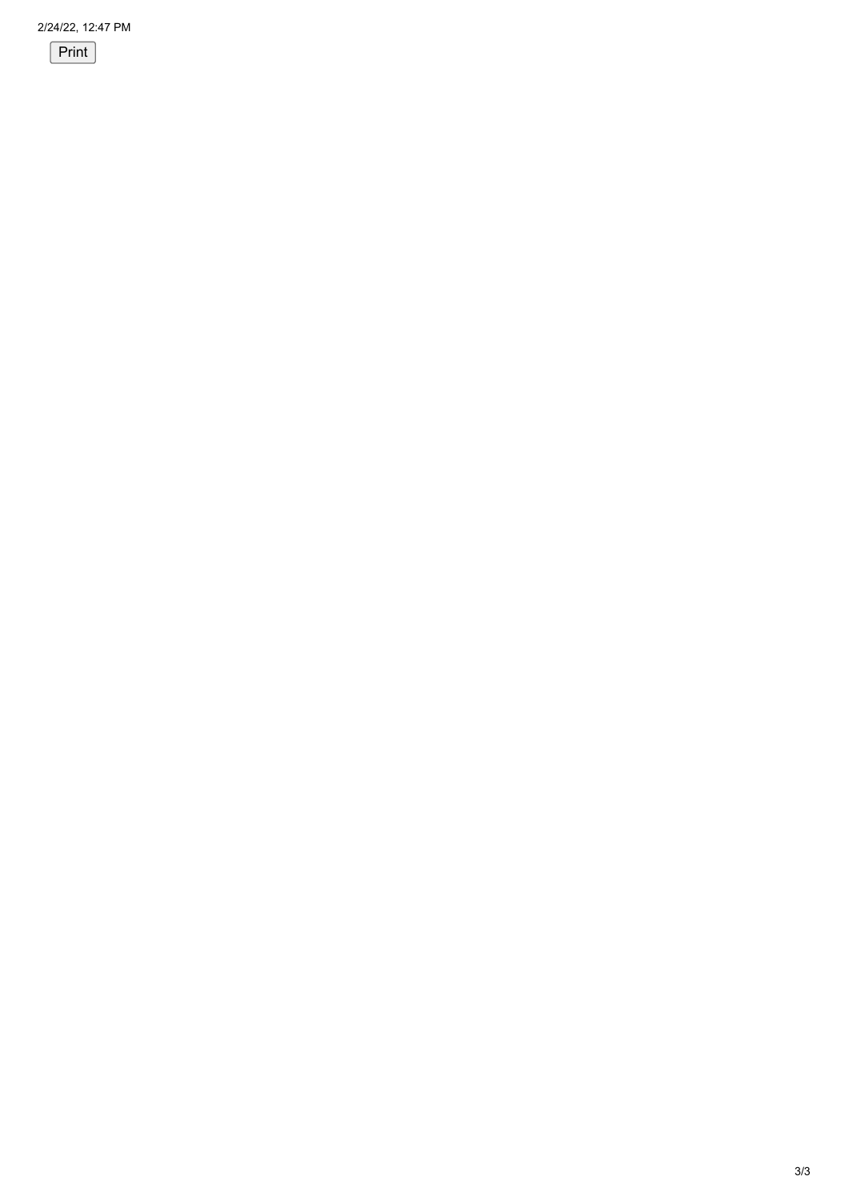Print